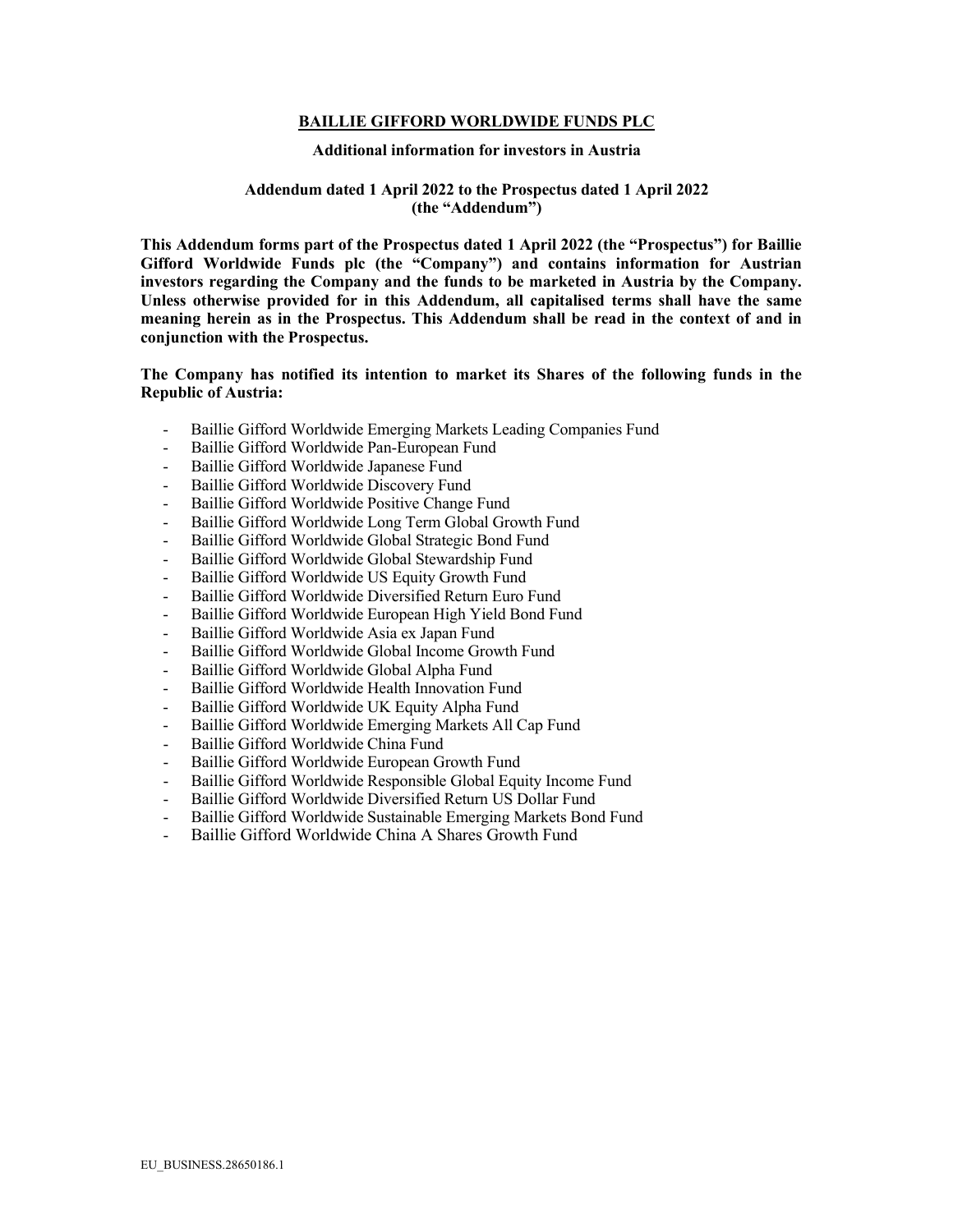# BAILLIE GIFFORD WORLDWIDE FUNDS PLC

**Additional information for investors in Austria**

**Addendum dated 1 April 2022 to the Prospectus dated 1 April 2022 (the "Addendum")**

**This Addendum forms part of the Prospectus dated 1 April 2022 (the "Prospectus") for Baillie Gifford Worldwide Funds plc (the "Company") and contains information for Austrian investors regarding the Company and the funds to be marketed in Austria by the Company. Unless otherwise provided for in this Addendum, all capitalised terms shall have the same meaning herein as in the Prospectus. This Addendum shall be read in the context of and in conjunction with the Prospectus.**

**The Company has notified its intention to market its Shares of the following funds in the Republic of Austria:**

- Baillie Gifford Worldwide Emerging Markets Leading Companies Fund
- Baillie Gifford Worldwide Pan-European Fund
- Baillie Gifford Worldwide Japanese Fund
- Baillie Gifford Worldwide Discovery Fund
- Baillie Gifford Worldwide Positive Change Fund
- Baillie Gifford Worldwide Long Term Global Growth Fund
- Baillie Gifford Worldwide Global Strategic Bond Fund
- Baillie Gifford Worldwide Global Stewardship Fund
- Baillie Gifford Worldwide US Equity Growth Fund
- Baillie Gifford Worldwide Diversified Return Euro Fund
- Baillie Gifford Worldwide European High Yield Bond Fund
- Baillie Gifford Worldwide Asia ex Japan Fund
- Baillie Gifford Worldwide Global Income Growth Fund
- Baillie Gifford Worldwide Global Alpha Fund
- Baillie Gifford Worldwide Health Innovation Fund
- Baillie Gifford Worldwide UK Equity Alpha Fund
- Baillie Gifford Worldwide Emerging Markets All Cap Fund
- Baillie Gifford Worldwide China Fund
- Baillie Gifford Worldwide European Growth Fund
- Baillie Gifford Worldwide Responsible Global Equity Income Fund
- Baillie Gifford Worldwide Diversified Return US Dollar Fund
- Baillie Gifford Worldwide Sustainable Emerging Markets Bond Fund
- Baillie Gifford Worldwide China A Shares Growth Fund

EU_BUSINESS.28650186.1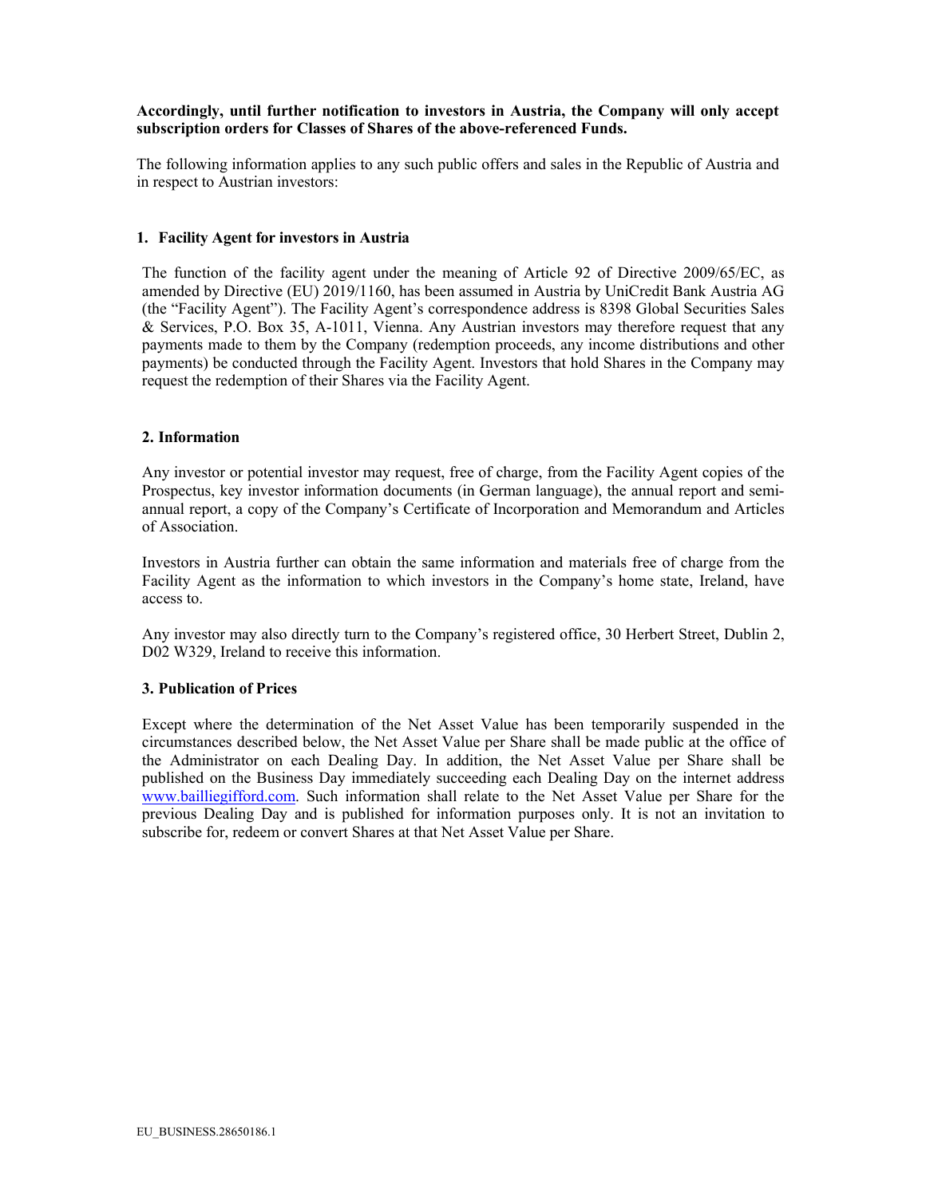**Accordingly, until further notification to investors in Austria, the Company will only accept subscription orders for Classes of Shares of the above-referenced Funds.**

The following information applies to any such public offers and sales in the Republic of Austria and in respect to Austrian investors:

### 1. Facility Agent for investors in Austria

The function of the facility agent under the meaning of Article 92 of Directive 2009/65/EC, as amended by Directive (EU) 2019/1160, has been assumed in Austria by UniCredit Bank Austria AG (the "Facility Agent"). The Facility Agent's correspondence address is 8398 Global Securities Sales & Services, P.O. Box 35, A-1011, Vienna. Any Austrian investors may therefore request that any payments made to them by the Company (redemption proceeds, any income distributions and other payments) be conducted through the Facility Agent. Investors that hold Shares in the Company may request the redemption of their Shares via the Facility Agent.

### 2. Information

Any investor or potential investor may request, free of charge, from the Facility Agent copies of the Prospectus, key investor information documents (in German language), the annual report and semi-annual report, a copy of the Company's Certificate of Incorporation and Memorandum and Articles of Association.

Investors in Austria further can obtain the same information and materials free of charge from the Facility Agent as the information to which investors in the Company's home state, Ireland, have access to.

Any investor may also directly turn to the Company's registered office, 30 Herbert Street, Dublin 2, D02 W329, Ireland to receive this information.

### 3. Publication of Prices

Except where the determination of the Net Asset Value has been temporarily suspended in the circumstances described below, the Net Asset Value per Share shall be made public at the office of the Administrator on each Dealing Day. In addition, the Net Asset Value per Share shall be published on the Business Day immediately succeeding each Dealing Day on the internet address www.bailliegifford.com. Such information shall relate to the Net Asset Value per Share for the previous Dealing Day and is published for information purposes only. It is not an invitation to subscribe for, redeem or convert Shares at that Net Asset Value per Share.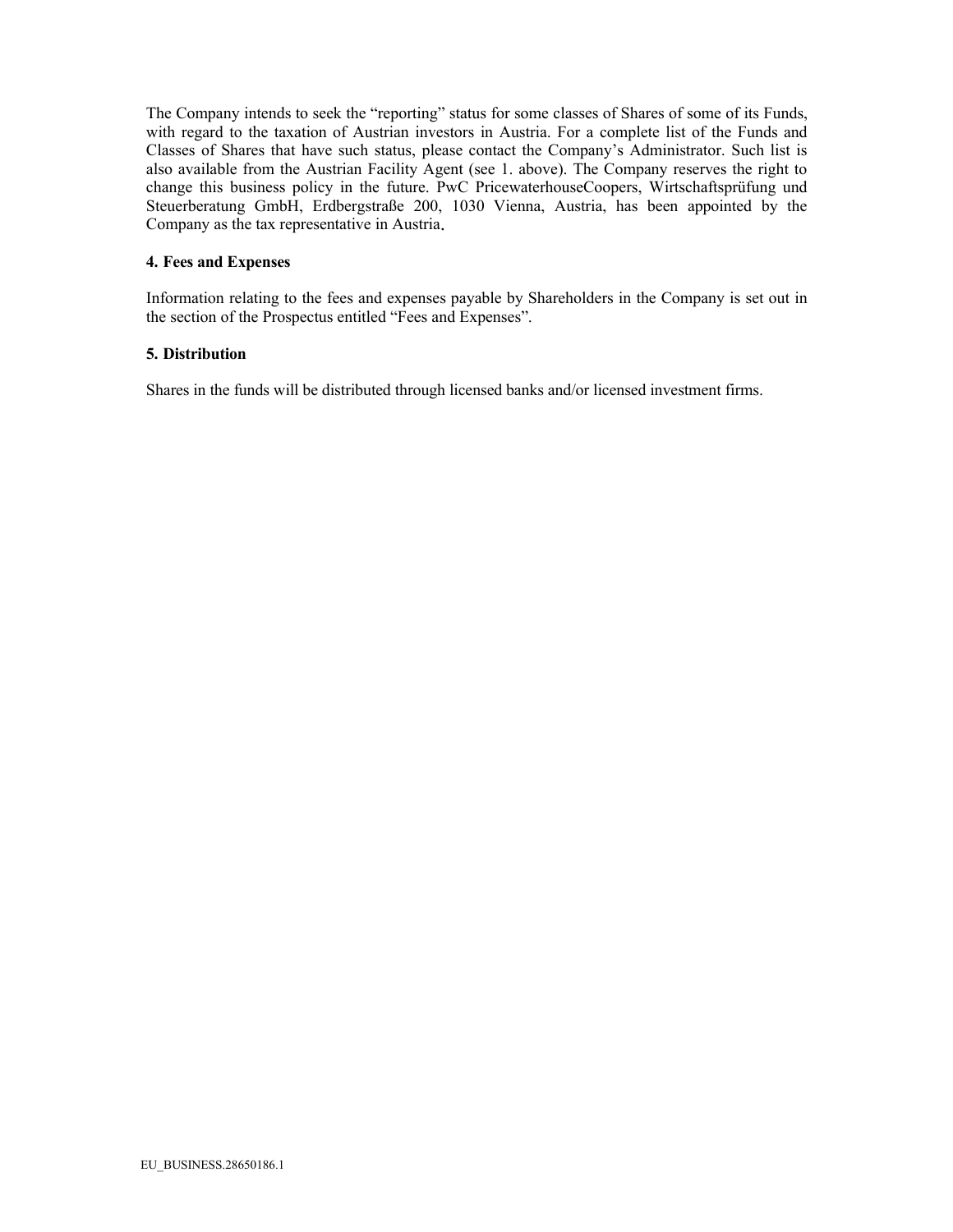The Company intends to seek the "reporting" status for some classes of Shares of some of its Funds, with regard to the taxation of Austrian investors in Austria. For a complete list of the Funds and Classes of Shares that have such status, please contact the Company's Administrator. Such list is also available from the Austrian Facility Agent (see 1. above). The Company reserves the right to change this business policy in the future. PwC PricewaterhouseCoopers, Wirtschaftsprüfung und Steuerberatung GmbH, Erdbergstraße 200, 1030 Vienna, Austria, has been appointed by the Company as the tax representative in Austria.

**4. Fees and Expenses**

Information relating to the fees and expenses payable by Shareholders in the Company is set out in the section of the Prospectus entitled "Fees and Expenses".

**5. Distribution**

Shares in the funds will be distributed through licensed banks and/or licensed investment firms.